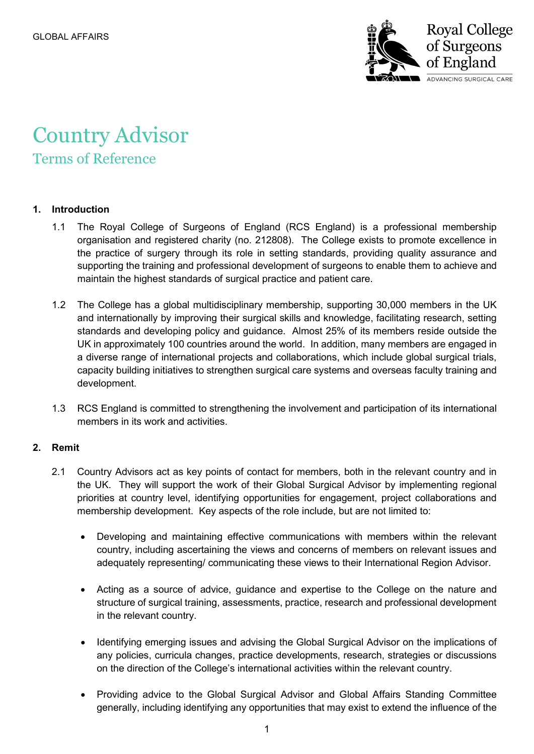GLOBAL AFFAIRS

# Country Advisor

## Terms of Reference

### 1. Introduction

1.1 The Royal College of Surgeons of England (RCS England) is a professional membership organisation and registered charity (no. 212808). The College exists to promote excellence in the practice of surgery through its role in setting standards, providing quality assurance and supporting the training and professional development of surgeons to enable them to achieve and maintain the highest standards of surgical practice and patient care.

1.2 The College has a global multidisciplinary membership, supporting 30,000 members in the UK and internationally by improving their surgical skills and knowledge, facilitating research, setting standards and developing policy and guidance. Almost 25% of its members reside outside the UK in approximately 100 countries around the world. In addition, many members are engaged in a diverse range of international projects and collaborations, which include global surgical trials, capacity building initiatives to strengthen surgical care systems and overseas faculty training and development.

1.3 RCS England is committed to strengthening the involvement and participation of its international members in its work and activities.

### 2. Remit

2.1 Country Advisors act as key points of contact for members, both in the relevant country and in the UK. They will support the work of their Global Surgical Advisor by implementing regional priorities at country level, identifying opportunities for engagement, project collaborations and membership development. Key aspects of the role include, but are not limited to:

- Developing and maintaining effective communications with members within the relevant country, including ascertaining the views and concerns of members on relevant issues and adequately representing/ communicating these views to their International Region Advisor.

- Acting as a source of advice, guidance and expertise to the College on the nature and structure of surgical training, assessments, practice, research and professional development in the relevant country.

- Identifying emerging issues and advising the Global Surgical Advisor on the implications of any policies, curricula changes, practice developments, research, strategies or discussions on the direction of the College's international activities within the relevant country.

- Providing advice to the Global Surgical Advisor and Global Affairs Standing Committee generally, including identifying any opportunities that may exist to extend the influence of the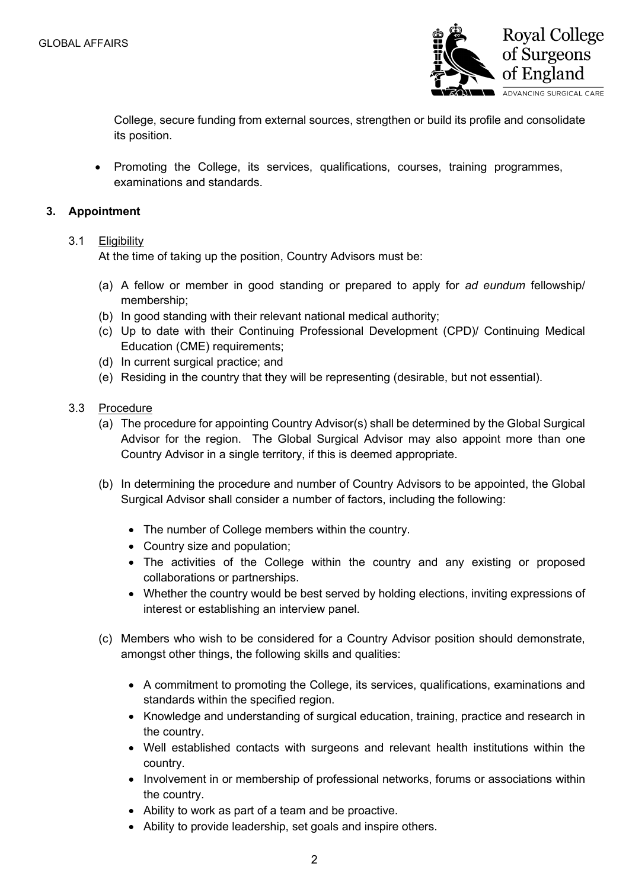College, secure funding from external sources, strengthen or build its profile and consolidate its position.

- Promoting the College, its services, qualifications, courses, training programmes, examinations and standards.

## 3. Appointment

### 3.1 Eligibility

At the time of taking up the position, Country Advisors must be:

(a) A fellow or member in good standing or prepared to apply for *ad eundum* fellowship/ membership;
(b) In good standing with their relevant national medical authority;
(c) Up to date with their Continuing Professional Development (CPD)/ Continuing Medical Education (CME) requirements;
(d) In current surgical practice; and
(e) Residing in the country that they will be representing (desirable, but not essential).

### 3.3 Procedure

(a) The procedure for appointing Country Advisor(s) shall be determined by the Global Surgical Advisor for the region. The Global Surgical Advisor may also appoint more than one Country Advisor in a single territory, if this is deemed appropriate.

(b) In determining the procedure and number of Country Advisors to be appointed, the Global Surgical Advisor shall consider a number of factors, including the following:

- The number of College members within the country.
- Country size and population;
- The activities of the College within the country and any existing or proposed collaborations or partnerships.
- Whether the country would be best served by holding elections, inviting expressions of interest or establishing an interview panel.

(c) Members who wish to be considered for a Country Advisor position should demonstrate, amongst other things, the following skills and qualities:

- A commitment to promoting the College, its services, qualifications, examinations and standards within the specified region.
- Knowledge and understanding of surgical education, training, practice and research in the country.
- Well established contacts with surgeons and relevant health institutions within the country.
- Involvement in or membership of professional networks, forums or associations within the country.
- Ability to work as part of a team and be proactive.
- Ability to provide leadership, set goals and inspire others.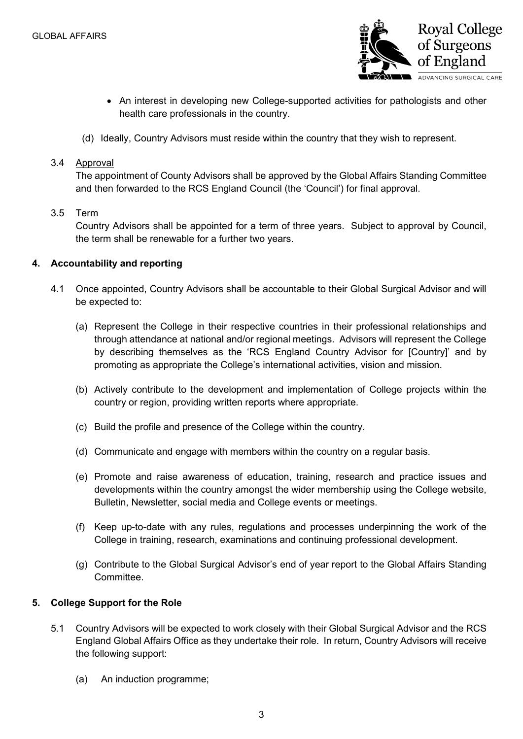- An interest in developing new College-supported activities for pathologists and other health care professionals in the country.

(d) Ideally, Country Advisors must reside within the country that they wish to represent.

3.4 Approval

The appointment of County Advisors shall be approved by the Global Affairs Standing Committee and then forwarded to the RCS England Council (the 'Council') for final approval.

3.5 Term

Country Advisors shall be appointed for a term of three years. Subject to approval by Council, the term shall be renewable for a further two years.

## 4. Accountability and reporting

4.1 Once appointed, Country Advisors shall be accountable to their Global Surgical Advisor and will be expected to:

(a) Represent the College in their respective countries in their professional relationships and through attendance at national and/or regional meetings. Advisors will represent the College by describing themselves as the 'RCS England Country Advisor for [Country]' and by promoting as appropriate the College's international activities, vision and mission.

(b) Actively contribute to the development and implementation of College projects within the country or region, providing written reports where appropriate.

(c) Build the profile and presence of the College within the country.

(d) Communicate and engage with members within the country on a regular basis.

(e) Promote and raise awareness of education, training, research and practice issues and developments within the country amongst the wider membership using the College website, Bulletin, Newsletter, social media and College events or meetings.

(f) Keep up-to-date with any rules, regulations and processes underpinning the work of the College in training, research, examinations and continuing professional development.

(g) Contribute to the Global Surgical Advisor's end of year report to the Global Affairs Standing Committee.

## 5. College Support for the Role

5.1 Country Advisors will be expected to work closely with their Global Surgical Advisor and the RCS England Global Affairs Office as they undertake their role. In return, Country Advisors will receive the following support:

(a) An induction programme;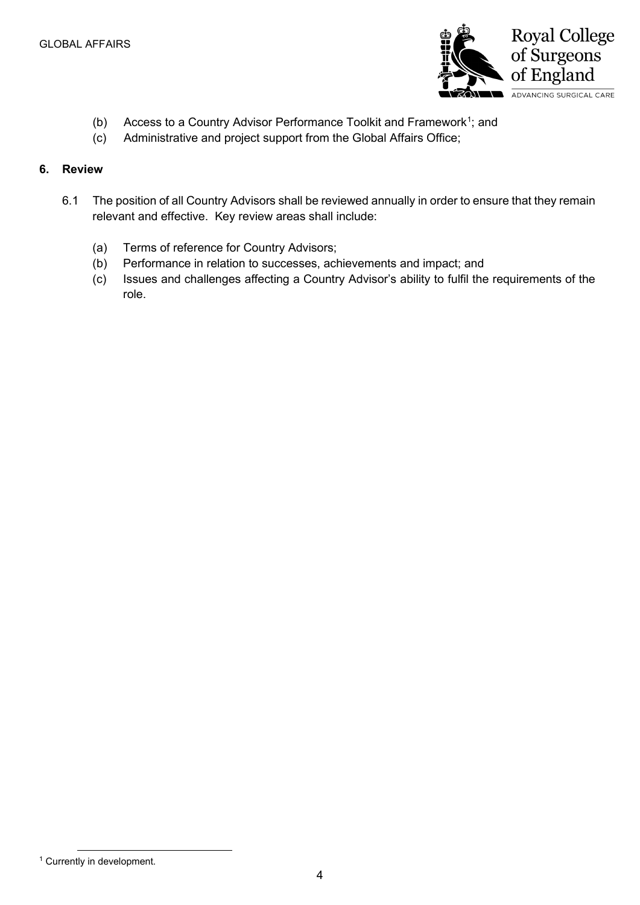(b) Access to a Country Advisor Performance Toolkit and Framework[1]; and

(c) Administrative and project support from the Global Affairs Office;

## 6. Review

6.1 The position of all Country Advisors shall be reviewed annually in order to ensure that they remain relevant and effective. Key review areas shall include:

(a) Terms of reference for Country Advisors;

(b) Performance in relation to successes, achievements and impact; and

(c) Issues and challenges affecting a Country Advisor's ability to fulfil the requirements of the role.

[1] Currently in development.